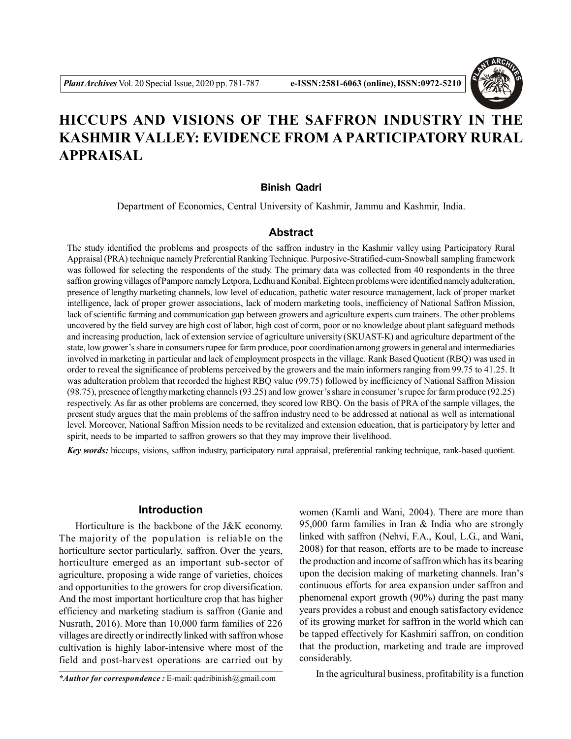# HICCUPS AND VISIONS OF THE SAFFRON INDUSTRY IN THE KASHMIR VALLEY: EVIDENCE FROM A PARTICIPATORY RURAL APPRAISAL

**Binish Qadri**

Department of Economics, Central University of Kashmir, Jammu and Kashmir, India.

## Abstract

The study identified the problems and prospects of the saffron industry in the Kashmir valley using Participatory Rural Appraisal (PRA) technique namely Preferential Ranking Technique. Purposive-Stratified-cum-Snowball sampling framework was followed for selecting the respondents of the study. The primary data was collected from 40 respondents in the three saffron growing villages of Pampore namely Letpora, Ledhu and Konibal. Eighteen problems were identified namely adulteration, presence of lengthy marketing channels, low level of education, pathetic water resource management, lack of proper market intelligence, lack of proper grower associations, lack of modern marketing tools, inefficiency of National Saffron Mission, lack of scientific farming and communication gap between growers and agriculture experts cum trainers. The other problems uncovered by the field survey are high cost of labor, high cost of corm, poor or no knowledge about plant safeguard methods and increasing production, lack of extension service of agriculture university (SKUAST-K) and agriculture department of the state, low grower's share in consumers rupee for farm produce, poor coordination among growers in general and intermediaries involved in marketing in particular and lack of employment prospects in the village. Rank Based Quotient (RBQ) was used in order to reveal the significance of problems perceived by the growers and the main informers ranging from 99.75 to 41.25. It was adulteration problem that recorded the highest RBQ value (99.75) followed by inefficiency of National Saffron Mission (98.75), presence of lengthy marketing channels (93.25) and low grower's share in consumer's rupee for farm produce (92.25) respectively. As far as other problems are concerned, they scored low RBQ. On the basis of PRA of the sample villages, the present study argues that the main problems of the saffron industry need to be addressed at national as well as international level. Moreover, National Saffron Mission needs to be revitalized and extension education, that is participatory by letter and spirit, needs to be imparted to saffron growers so that they may improve their livelihood.

***Key words:*** hiccups, visions, saffron industry, participatory rural appraisal, preferential ranking technique, rank-based quotient.

## Introduction

Horticulture is the backbone of the J&K economy. The majority of the population is reliable on the horticulture sector particularly, saffron. Over the years, horticulture emerged as an important sub-sector of agriculture, proposing a wide range of varieties, choices and opportunities to the growers for crop diversification. And the most important horticulture crop that has higher efficiency and marketing stadium is saffron (Ganie and Nusrath, 2016). More than 10,000 farm families of 226 villages are directly or indirectly linked with saffron whose cultivation is highly labor-intensive where most of the field and post-harvest operations are carried out by women (Kamli and Wani, 2004). There are more than 95,000 farm families in Iran & India who are strongly linked with saffron (Nehvi, F.A., Koul, L.G., and Wani, 2008) for that reason, efforts are to be made to increase the production and income of saffron which has its bearing upon the decision making of marketing channels. Iran's continuous efforts for area expansion under saffron and phenomenal export growth (90%) during the past many years provides a robust and enough satisfactory evidence of its growing market for saffron in the world which can be tapped effectively for Kashmiri saffron, on condition that the production, marketing and trade are improved considerably.

In the agricultural business, profitability is a function

***Author for correspondence :** E-mail: qadribinish@gmail.com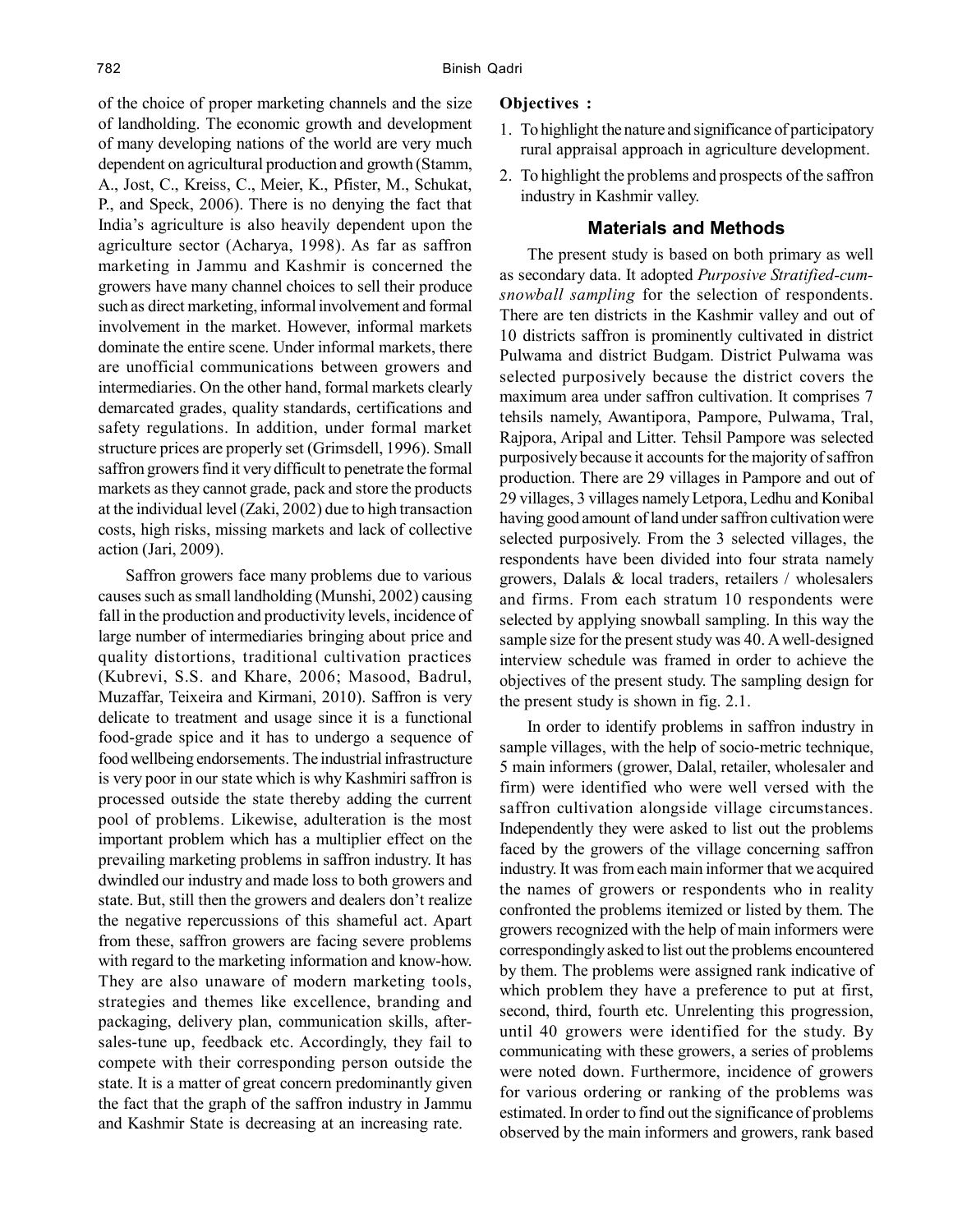of the choice of proper marketing channels and the size of landholding. The economic growth and development of many developing nations of the world are very much dependent on agricultural production and growth (Stamm, A., Jost, C., Kreiss, C., Meier, K., Pfister, M., Schukat, P., and Speck, 2006). There is no denying the fact that India's agriculture is also heavily dependent upon the agriculture sector (Acharya, 1998). As far as saffron marketing in Jammu and Kashmir is concerned the growers have many channel choices to sell their produce such as direct marketing, informal involvement and formal involvement in the market. However, informal markets dominate the entire scene. Under informal markets, there are unofficial communications between growers and intermediaries. On the other hand, formal markets clearly demarcated grades, quality standards, certifications and safety regulations. In addition, under formal market structure prices are properly set (Grimsdell, 1996). Small saffron growers find it very difficult to penetrate the formal markets as they cannot grade, pack and store the products at the individual level (Zaki, 2002) due to high transaction costs, high risks, missing markets and lack of collective action (Jari, 2009).

Saffron growers face many problems due to various causes such as small landholding (Munshi, 2002) causing fall in the production and productivity levels, incidence of large number of intermediaries bringing about price and quality distortions, traditional cultivation practices (Kubrevi, S.S. and Khare, 2006; Masood, Badrul, Muzaffar, Teixeira and Kirmani, 2010). Saffron is very delicate to treatment and usage since it is a functional food-grade spice and it has to undergo a sequence of food wellbeing endorsements. The industrial infrastructure is very poor in our state which is why Kashmiri saffron is processed outside the state thereby adding the current pool of problems. Likewise, adulteration is the most important problem which has a multiplier effect on the prevailing marketing problems in saffron industry. It has dwindled our industry and made loss to both growers and state. But, still then the growers and dealers don't realize the negative repercussions of this shameful act. Apart from these, saffron growers are facing severe problems with regard to the marketing information and know-how. They are also unaware of modern marketing tools, strategies and themes like excellence, branding and packaging, delivery plan, communication skills, after-sales-tune up, feedback etc. Accordingly, they fail to compete with their corresponding person outside the state. It is a matter of great concern predominantly given the fact that the graph of the saffron industry in Jammu and Kashmir State is decreasing at an increasing rate.

**Objectives :**

1. To highlight the nature and significance of participatory rural appraisal approach in agriculture development.
2. To highlight the problems and prospects of the saffron industry in Kashmir valley.

## Materials and Methods

The present study is based on both primary as well as secondary data. It adopted *Purposive Stratified-cum-snowball sampling* for the selection of respondents. There are ten districts in the Kashmir valley and out of 10 districts saffron is prominently cultivated in district Pulwama and district Budgam. District Pulwama was selected purposively because the district covers the maximum area under saffron cultivation. It comprises 7 tehsils namely, Awantipora, Pampore, Pulwama, Tral, Rajpora, Aripal and Litter. Tehsil Pampore was selected purposively because it accounts for the majority of saffron production. There are 29 villages in Pampore and out of 29 villages, 3 villages namely Letpora, Ledhu and Konibal having good amount of land under saffron cultivation were selected purposively. From the 3 selected villages, the respondents have been divided into four strata namely growers, Dalals & local traders, retailers / wholesalers and firms. From each stratum 10 respondents were selected by applying snowball sampling. In this way the sample size for the present study was 40. A well-designed interview schedule was framed in order to achieve the objectives of the present study. The sampling design for the present study is shown in fig. 2.1.

In order to identify problems in saffron industry in sample villages, with the help of socio-metric technique, 5 main informers (grower, Dalal, retailer, wholesaler and firm) were identified who were well versed with the saffron cultivation alongside village circumstances. Independently they were asked to list out the problems faced by the growers of the village concerning saffron industry. It was from each main informer that we acquired the names of growers or respondents who in reality confronted the problems itemized or listed by them. The growers recognized with the help of main informers were correspondingly asked to list out the problems encountered by them. The problems were assigned rank indicative of which problem they have a preference to put at first, second, third, fourth etc. Unrelenting this progression, until 40 growers were identified for the study. By communicating with these growers, a series of problems were noted down. Furthermore, incidence of growers for various ordering or ranking of the problems was estimated. In order to find out the significance of problems observed by the main informers and growers, rank based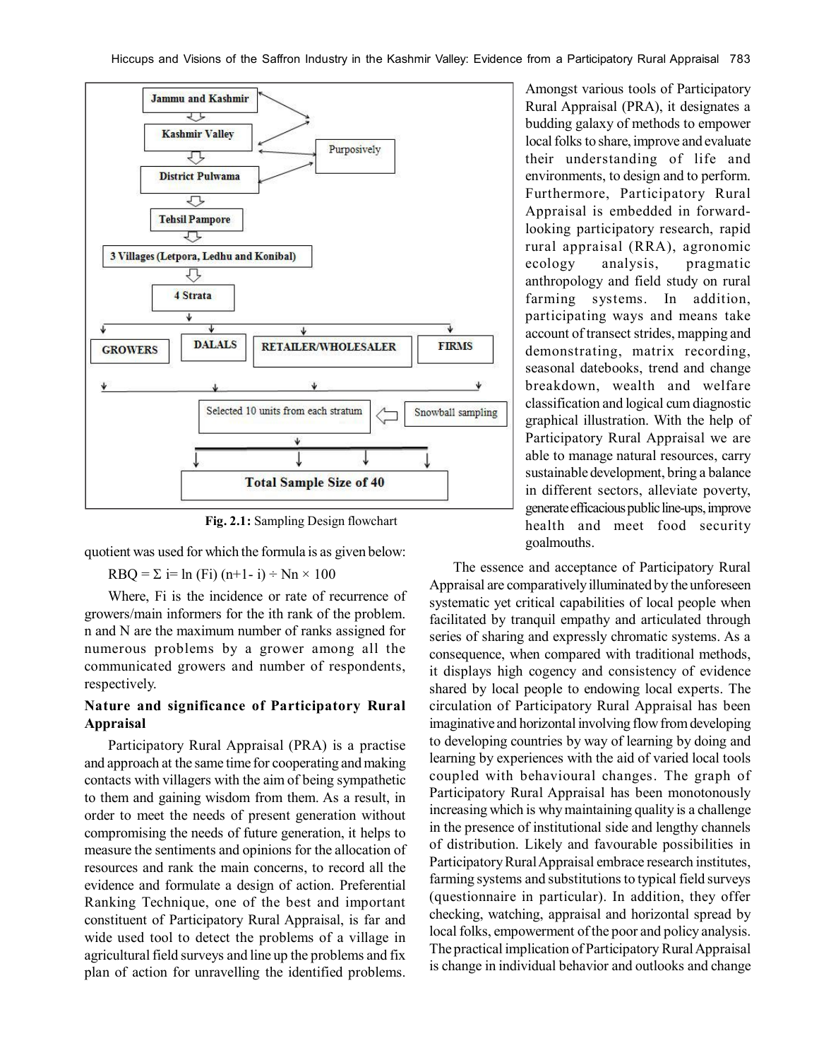Fig. 2.1: Sampling Design flowchart

quotient was used for which the formula is as given below:

$$RBQ = \Sigma\ i = \ln (Fi)\ (n+1-\ i) \div Nn \times 100$$

Where, Fi is the incidence or rate of recurrence of growers/main informers for the ith rank of the problem. n and N are the maximum number of ranks assigned for numerous problems by a grower among all the communicated growers and number of respondents, respectively.

## Nature and significance of Participatory Rural Appraisal

Participatory Rural Appraisal (PRA) is a practise and approach at the same time for cooperating and making contacts with villagers with the aim of being sympathetic to them and gaining wisdom from them. As a result, in order to meet the needs of present generation without compromising the needs of future generation, it helps to measure the sentiments and opinions for the allocation of resources and rank the main concerns, to record all the evidence and formulate a design of action. Preferential Ranking Technique, one of the best and important constituent of Participatory Rural Appraisal, is far and wide used tool to detect the problems of a village in agricultural field surveys and line up the problems and fix plan of action for unravelling the identified problems. Amongst various tools of Participatory Rural Appraisal (PRA), it designates a budding galaxy of methods to empower local folks to share, improve and evaluate their understanding of life and environments, to design and to perform. Furthermore, Participatory Rural Appraisal is embedded in forward-looking participatory research, rapid rural appraisal (RRA), agronomic ecology analysis, pragmatic anthropology and field study on rural farming systems. In addition, participating ways and means take account of transect strides, mapping and demonstrating, matrix recording, seasonal datebooks, trend and change breakdown, wealth and welfare classification and logical cum diagnostic graphical illustration. With the help of Participatory Rural Appraisal we are able to manage natural resources, carry sustainable development, bring a balance in different sectors, alleviate poverty, generate efficacious public line-ups, improve health and meet food security goalmouths.

The essence and acceptance of Participatory Rural Appraisal are comparatively illuminated by the unforeseen systematic yet critical capabilities of local people when facilitated by tranquil empathy and articulated through series of sharing and expressly chromatic systems. As a consequence, when compared with traditional methods, it displays high cogency and consistency of evidence shared by local people to endowing local experts. The circulation of Participatory Rural Appraisal has been imaginative and horizontal involving flow from developing to developing countries by way of learning by doing and learning by experiences with the aid of varied local tools coupled with behavioural changes. The graph of Participatory Rural Appraisal has been monotonously increasing which is why maintaining quality is a challenge in the presence of institutional side and lengthy channels of distribution. Likely and favourable possibilities in Participatory Rural Appraisal embrace research institutes, farming systems and substitutions to typical field surveys (questionnaire in particular). In addition, they offer checking, watching, appraisal and horizontal spread by local folks, empowerment of the poor and policy analysis. The practical implication of Participatory Rural Appraisal is change in individual behavior and outlooks and change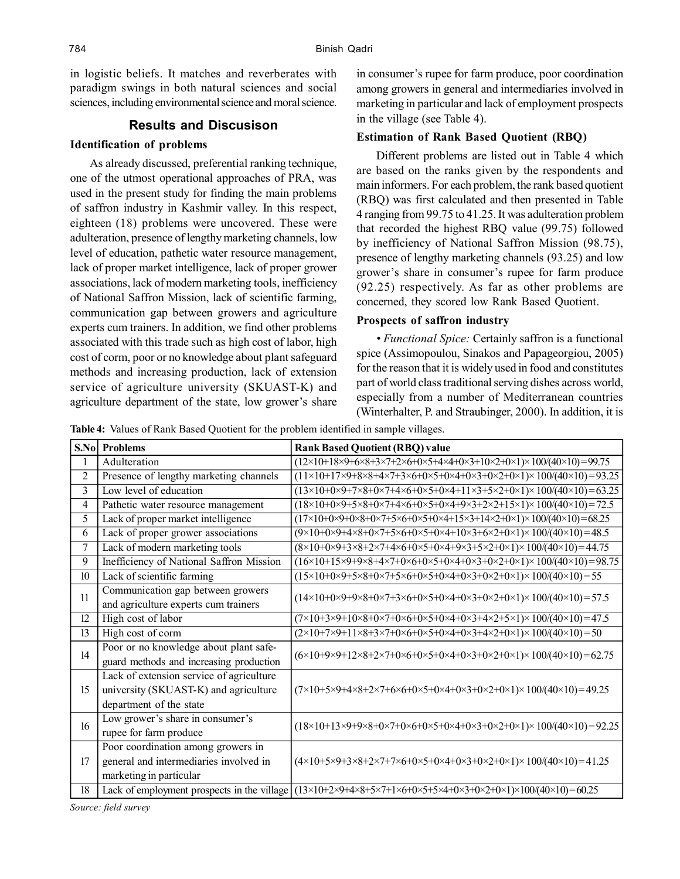in logistic beliefs. It matches and reverberates with paradigm swings in both natural sciences and social sciences, including environmental science and moral science.

## Results and Discusison

### Identification of problems

As already discussed, preferential ranking technique, one of the utmost operational approaches of PRA, was used in the present study for finding the main problems of saffron industry in Kashmir valley. In this respect, eighteen (18) problems were uncovered. These were adulteration, presence of lengthy marketing channels, low level of education, pathetic water resource management, lack of proper market intelligence, lack of proper grower associations, lack of modern marketing tools, inefficiency of National Saffron Mission, lack of scientific farming, communication gap between growers and agriculture experts cum trainers. In addition, we find other problems associated with this trade such as high cost of labor, high cost of corm, poor or no knowledge about plant safeguard methods and increasing production, lack of extension service of agriculture university (SKUAST-K) and agriculture department of the state, low grower's share in consumer's rupee for farm produce, poor coordination among growers in general and intermediaries involved in marketing in particular and lack of employment prospects in the village (see Table 4).

### Estimation of Rank Based Quotient (RBQ)

Different problems are listed out in Table 4 which are based on the ranks given by the respondents and main informers. For each problem, the rank based quotient (RBQ) was first calculated and then presented in Table 4 ranging from 99.75 to 41.25. It was adulteration problem that recorded the highest RBQ value (99.75) followed by inefficiency of National Saffron Mission (98.75), presence of lengthy marketing channels (93.25) and low grower's share in consumer's rupee for farm produce (92.25) respectively. As far as other problems are concerned, they scored low Rank Based Quotient.

### Prospects of saffron industry

• *Functional Spice:* Certainly saffron is a functional spice (Assimopoulou, Sinakos and Papageorgiou, 2005) for the reason that it is widely used in food and constitutes part of world class traditional serving dishes across world, especially from a number of Mediterranean countries (Winterhalter, P. and Straubinger, 2000). In addition, it is

**Table 4:** Values of Rank Based Quotient for the problem identified in sample villages.

| S.No | Problems | Rank Based Quotient (RBQ) value |
|---|---|---|
| 1 | Adulteration | (12×10+18×9+6×8+3×7+2×6+0×5+4×4+0×3+10×2+0×1)× 100/(40×10) = 99.75 |
| 2 | Presence of lengthy marketing channels | (11×10+17×9+8×8+4×7+3×6+0×5+0×4+0×3+0×2+0×1)× 100/(40×10) = 93.25 |
| 3 | Low level of education | (13×10+0×9+7×8+0×7+4×6+0×5+0×4+11×3+5×2+0×1)× 100/(40×10) = 63.25 |
| 4 | Pathetic water resource management | (18×10+0×9+5×8+0×7+4×6+0×5+0×4+9×3+2×2+15×1)× 100/(40×10) = 72.5 |
| 5 | Lack of proper market intelligence | (17×10+0×9+0×8+0×7+5×6+0×5+0×4+15×3+14×2+0×1)× 100/(40×10) = 68.25 |
| 6 | Lack of proper grower associations | (9×10+0×9+4×8+0×7+5×6+0×5+0×4+10×3+6×2+0×1)× 100/(40×10) = 48.5 |
| 7 | Lack of modern marketing tools | (8×10+0×9+3×8+2×7+4×6+0×5+0×4+9×3+5×2+0×1)× 100/(40×10) = 44.75 |
| 9 | Inefficiency of National Saffron Mission | (16×10+15×9+9×8+4×7+0×6+0×5+0×4+0×3+0×2+0×1)× 100/(40×10) = 98.75 |
| 10 | Lack of scientific farming | (15×10+0×9+5×8+0×7+5×6+0×5+0×4+0×3+0×2+0×1)× 100/(40×10) = 55 |
| 11 | Communication gap between growers and agriculture experts cum trainers | (14×10+0×9+9×8+0×7+3×6+0×5+0×4+0×3+0×2+0×1)× 100/(40×10) = 57.5 |
| 12 | High cost of labor | (7×10+3×9+10×8+0×7+0×6+0×5+0×4+0×3+4×2+5×1)× 100/(40×10) = 47.5 |
| 13 | High cost of corm | (2×10+7×9+11×8+3×7+0×6+0×5+0×4+0×3+4×2+0×1)× 100/(40×10) = 50 |
| 14 | Poor or no knowledge about plant safe-guard methods and increasing production | (6×10+9×9+12×8+2×7+0×6+0×5+0×4+0×3+0×2+0×1)× 100/(40×10) = 62.75 |
| 15 | Lack of extension service of agriculture university (SKUAST-K) and agriculture department of the state | (7×10+5×9+4×8+2×7+6×6+0×5+0×4+0×3+0×2+0×1)× 100/(40×10) = 49.25 |
| 16 | Low grower's share in consumer's rupee for farm produce | (18×10+13×9+9×8+0×7+0×6+0×5+0×4+0×3+0×2+0×1)× 100/(40×10) = 92.25 |
| 17 | Poor coordination among growers in general and intermediaries involved in marketing in particular | (4×10+5×9+3×8+2×7+7×6+0×5+0×4+0×3+0×2+0×1)× 100/(40×10) = 41.25 |
| 18 | Lack of employment prospects in the village | (13×10+2×9+4×8+5×7+1×6+0×5+5×4+0×3+0×2+0×1)×100/(40×10) = 60.25 |

*Source: field survey*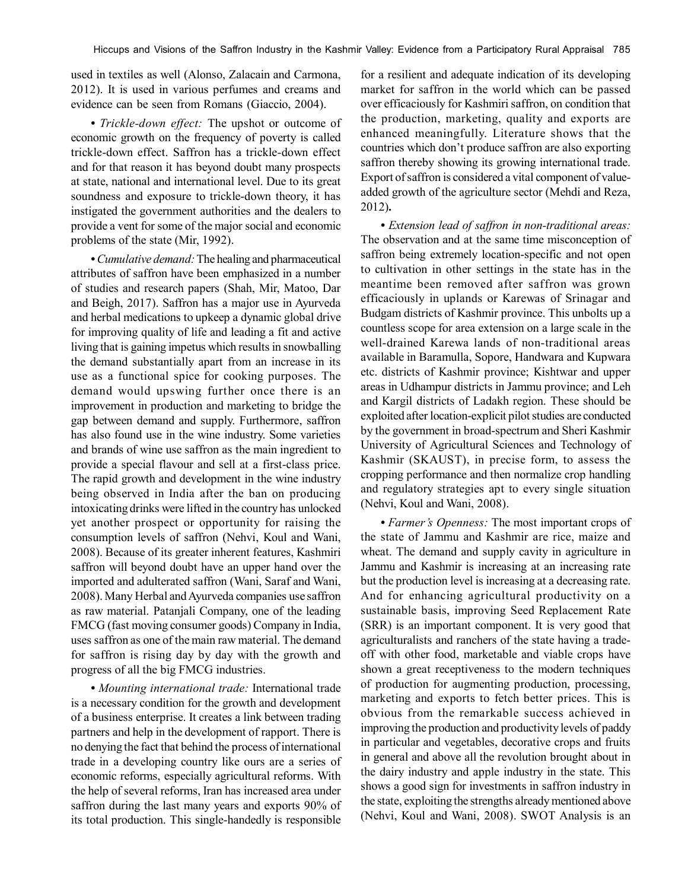used in textiles as well (Alonso, Zalacain and Carmona, 2012). It is used in various perfumes and creams and evidence can be seen from Romans (Giaccio, 2004).

• *Trickle-down effect:* The upshot or outcome of economic growth on the frequency of poverty is called trickle-down effect. Saffron has a trickle-down effect and for that reason it has beyond doubt many prospects at state, national and international level. Due to its great soundness and exposure to trickle-down theory, it has instigated the government authorities and the dealers to provide a vent for some of the major social and economic problems of the state (Mir, 1992).

• *Cumulative demand:* The healing and pharmaceutical attributes of saffron have been emphasized in a number of studies and research papers (Shah, Mir, Matoo, Dar and Beigh, 2017). Saffron has a major use in Ayurveda and herbal medications to upkeep a dynamic global drive for improving quality of life and leading a fit and active living that is gaining impetus which results in snowballing the demand substantially apart from an increase in its use as a functional spice for cooking purposes. The demand would upswing further once there is an improvement in production and marketing to bridge the gap between demand and supply. Furthermore, saffron has also found use in the wine industry. Some varieties and brands of wine use saffron as the main ingredient to provide a special flavour and sell at a first-class price. The rapid growth and development in the wine industry being observed in India after the ban on producing intoxicating drinks were lifted in the country has unlocked yet another prospect or opportunity for raising the consumption levels of saffron (Nehvi, Koul and Wani, 2008). Because of its greater inherent features, Kashmiri saffron will beyond doubt have an upper hand over the imported and adulterated saffron (Wani, Saraf and Wani, 2008). Many Herbal and Ayurveda companies use saffron as raw material. Patanjali Company, one of the leading FMCG (fast moving consumer goods) Company in India, uses saffron as one of the main raw material. The demand for saffron is rising day by day with the growth and progress of all the big FMCG industries.

• *Mounting international trade:* International trade is a necessary condition for the growth and development of a business enterprise. It creates a link between trading partners and help in the development of rapport. There is no denying the fact that behind the process of international trade in a developing country like ours are a series of economic reforms, especially agricultural reforms. With the help of several reforms, Iran has increased area under saffron during the last many years and exports 90% of its total production. This single-handedly is responsible for a resilient and adequate indication of its developing market for saffron in the world which can be passed over efficaciously for Kashmiri saffron, on condition that the production, marketing, quality and exports are enhanced meaningfully. Literature shows that the countries which don't produce saffron are also exporting saffron thereby showing its growing international trade. Export of saffron is considered a vital component of value-added growth of the agriculture sector (Mehdi and Reza, 2012).

• *Extension lead of saffron in non-traditional areas:* The observation and at the same time misconception of saffron being extremely location-specific and not open to cultivation in other settings in the state has in the meantime been removed after saffron was grown efficaciously in uplands or Karewas of Srinagar and Budgam districts of Kashmir province. This unbolts up a countless scope for area extension on a large scale in the well-drained Karewa lands of non-traditional areas available in Baramulla, Sopore, Handwara and Kupwara etc. districts of Kashmir province; Kishtwar and upper areas in Udhampur districts in Jammu province; and Leh and Kargil districts of Ladakh region. These should be exploited after location-explicit pilot studies are conducted by the government in broad-spectrum and Sheri Kashmir University of Agricultural Sciences and Technology of Kashmir (SKAUST), in precise form, to assess the cropping performance and then normalize crop handling and regulatory strategies apt to every single situation (Nehvi, Koul and Wani, 2008).

• *Farmer's Openness:* The most important crops of the state of Jammu and Kashmir are rice, maize and wheat. The demand and supply cavity in agriculture in Jammu and Kashmir is increasing at an increasing rate but the production level is increasing at a decreasing rate. And for enhancing agricultural productivity on a sustainable basis, improving Seed Replacement Rate (SRR) is an important component. It is very good that agriculturalists and ranchers of the state having a trade-off with other food, marketable and viable crops have shown a great receptiveness to the modern techniques of production for augmenting production, processing, marketing and exports to fetch better prices. This is obvious from the remarkable success achieved in improving the production and productivity levels of paddy in particular and vegetables, decorative crops and fruits in general and above all the revolution brought about in the dairy industry and apple industry in the state. This shows a good sign for investments in saffron industry in the state, exploiting the strengths already mentioned above (Nehvi, Koul and Wani, 2008). SWOT Analysis is an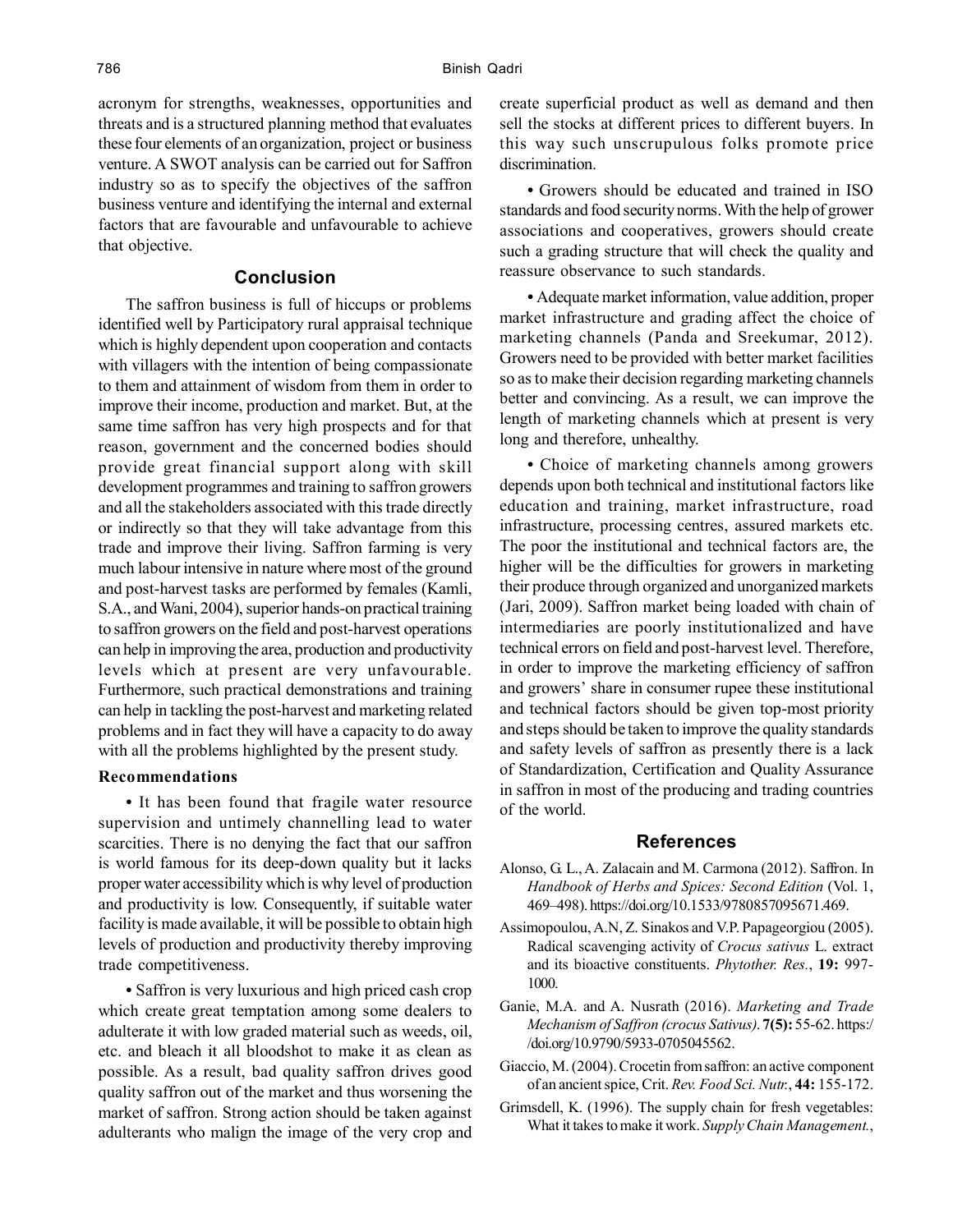acronym for strengths, weaknesses, opportunities and threats and is a structured planning method that evaluates these four elements of an organization, project or business venture. A SWOT analysis can be carried out for Saffron industry so as to specify the objectives of the saffron business venture and identifying the internal and external factors that are favourable and unfavourable to achieve that objective.

## Conclusion

The saffron business is full of hiccups or problems identified well by Participatory rural appraisal technique which is highly dependent upon cooperation and contacts with villagers with the intention of being compassionate to them and attainment of wisdom from them in order to improve their income, production and market. But, at the same time saffron has very high prospects and for that reason, government and the concerned bodies should provide great financial support along with skill development programmes and training to saffron growers and all the stakeholders associated with this trade directly or indirectly so that they will take advantage from this trade and improve their living. Saffron farming is very much labour intensive in nature where most of the ground and post-harvest tasks are performed by females (Kamli, S.A., and Wani, 2004), superior hands-on practical training to saffron growers on the field and post-harvest operations can help in improving the area, production and productivity levels which at present are very unfavourable. Furthermore, such practical demonstrations and training can help in tackling the post-harvest and marketing related problems and in fact they will have a capacity to do away with all the problems highlighted by the present study.

### Recommendations

- It has been found that fragile water resource supervision and untimely channelling lead to water scarcities. There is no denying the fact that our saffron is world famous for its deep-down quality but it lacks proper water accessibility which is why level of production and productivity is low. Consequently, if suitable water facility is made available, it will be possible to obtain high levels of production and productivity thereby improving trade competitiveness.

- Saffron is very luxurious and high priced cash crop which create great temptation among some dealers to adulterate it with low graded material such as weeds, oil, etc. and bleach it all bloodshot to make it as clean as possible. As a result, bad quality saffron drives good quality saffron out of the market and thus worsening the market of saffron. Strong action should be taken against adulterants who malign the image of the very crop and create superficial product as well as demand and then sell the stocks at different prices to different buyers. In this way such unscrupulous folks promote price discrimination.

- Growers should be educated and trained in ISO standards and food security norms. With the help of grower associations and cooperatives, growers should create such a grading structure that will check the quality and reassure observance to such standards.

- Adequate market information, value addition, proper market infrastructure and grading affect the choice of marketing channels (Panda and Sreekumar, 2012). Growers need to be provided with better market facilities so as to make their decision regarding marketing channels better and convincing. As a result, we can improve the length of marketing channels which at present is very long and therefore, unhealthy.

- Choice of marketing channels among growers depends upon both technical and institutional factors like education and training, market infrastructure, road infrastructure, processing centres, assured markets etc. The poor the institutional and technical factors are, the higher will be the difficulties for growers in marketing their produce through organized and unorganized markets (Jari, 2009). Saffron market being loaded with chain of intermediaries are poorly institutionalized and have technical errors on field and post-harvest level. Therefore, in order to improve the marketing efficiency of saffron and growers' share in consumer rupee these institutional and technical factors should be given top-most priority and steps should be taken to improve the quality standards and safety levels of saffron as presently there is a lack of Standardization, Certification and Quality Assurance in saffron in most of the producing and trading countries of the world.

## References

Alonso, G. L., A. Zalacain and M. Carmona (2012). Saffron. In *Handbook of Herbs and Spices: Second Edition* (Vol. 1, 469–498). https://doi.org/10.1533/9780857095671.469.

Assimopoulou, A.N, Z. Sinakos and V.P. Papageorgiou (2005). Radical scavenging activity of *Crocus sativus* L. extract and its bioactive constituents. *Phytother. Res.*, **19:** 997-1000.

Ganie, M.A. and A. Nusrath (2016). *Marketing and Trade Mechanism of Saffron (crocus Sativus)*. **7(5):** 55-62. https://doi.org/10.9790/5933-0705045562.

Giaccio, M. (2004). Crocetin from saffron: an active component of an ancient spice, Crit. *Rev. Food Sci. Nutr.*, **44:** 155-172.

Grimsdell, K. (1996). The supply chain for fresh vegetables: What it takes to make it work. *Supply Chain Management.*,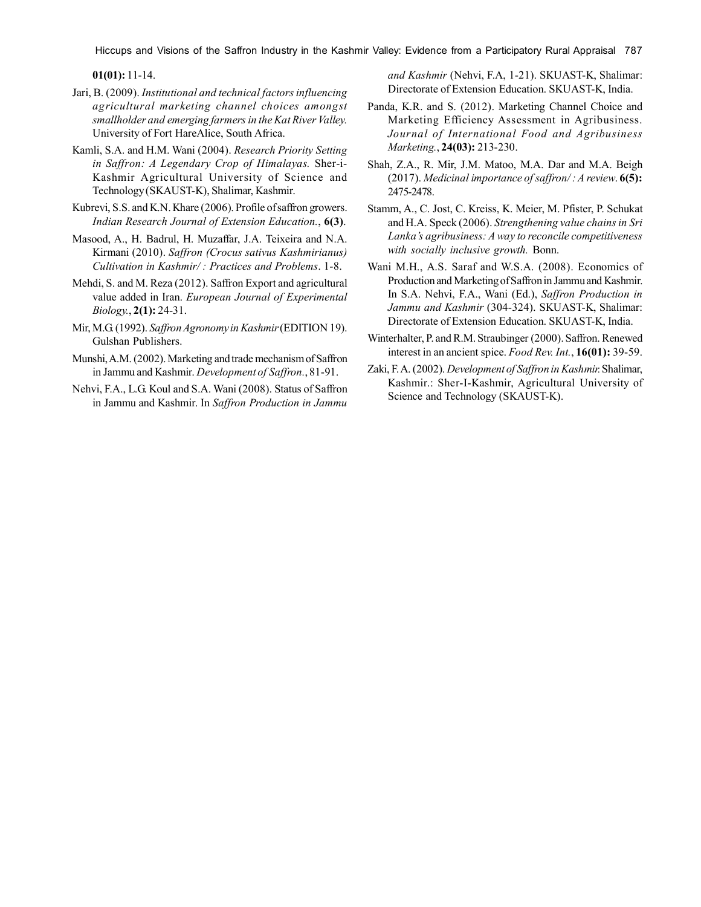**01(01):** 11-14.

Jari, B. (2009). *Institutional and technical factors influencing agricultural marketing channel choices amongst smallholder and emerging farmers in the Kat River Valley.* University of Fort HareAlice, South Africa.

Kamli, S.A. and H.M. Wani (2004). *Research Priority Setting in Saffron: A Legendary Crop of Himalayas.* Sher-i-Kashmir Agricultural University of Science and Technology (SKAUST-K), Shalimar, Kashmir.

Kubrevi, S.S. and K.N. Khare (2006). Profile of saffron growers. *Indian Research Journal of Extension Education.*, **6(3)**.

Masood, A., H. Badrul, H. Muzaffar, J.A. Teixeira and N.A. Kirmani (2010). *Saffron (Crocus sativus Kashmirianus) Cultivation in Kashmir/ : Practices and Problems*. 1-8.

Mehdi, S. and M. Reza (2012). Saffron Export and agricultural value added in Iran. *European Journal of Experimental Biology.*, **2(1):** 24-31.

Mir, M.G. (1992). *Saffron Agronomy in Kashmir* (EDITION 19). Gulshan Publishers.

Munshi, A.M. (2002). Marketing and trade mechanism of Saffron in Jammu and Kashmir. *Development of Saffron.*, 81-91.

Nehvi, F.A., L.G. Koul and S.A. Wani (2008). Status of Saffron in Jammu and Kashmir. In *Saffron Production in Jammu and Kashmir* (Nehvi, F.A, 1-21). SKUAST-K, Shalimar: Directorate of Extension Education. SKUAST-K, India.

Panda, K.R. and S. (2012). Marketing Channel Choice and Marketing Efficiency Assessment in Agribusiness. *Journal of International Food and Agribusiness Marketing.*, **24(03):** 213-230.

Shah, Z.A., R. Mir, J.M. Matoo, M.A. Dar and M.A. Beigh (2017). *Medicinal importance of saffron/ : A review*. **6(5):** 2475-2478.

Stamm, A., C. Jost, C. Kreiss, K. Meier, M. Pfister, P. Schukat and H.A. Speck (2006). *Strengthening value chains in Sri Lanka's agribusiness: A way to reconcile competitiveness with socially inclusive growth.* Bonn.

Wani M.H., A.S. Saraf and W.S.A. (2008). Economics of Production and Marketing of Saffron in Jammu and Kashmir. In S.A. Nehvi, F.A., Wani (Ed.), *Saffron Production in Jammu and Kashmir* (304-324). SKUAST-K, Shalimar: Directorate of Extension Education. SKUAST-K, India.

Winterhalter, P. and R.M. Straubinger (2000). Saffron. Renewed interest in an ancient spice. *Food Rev. Int.*, **16(01):** 39-59.

Zaki, F. A. (2002). *Development of Saffron in Kashmir.* Shalimar, Kashmir.: Sher-I-Kashmir, Agricultural University of Science and Technology (SKAUST-K).